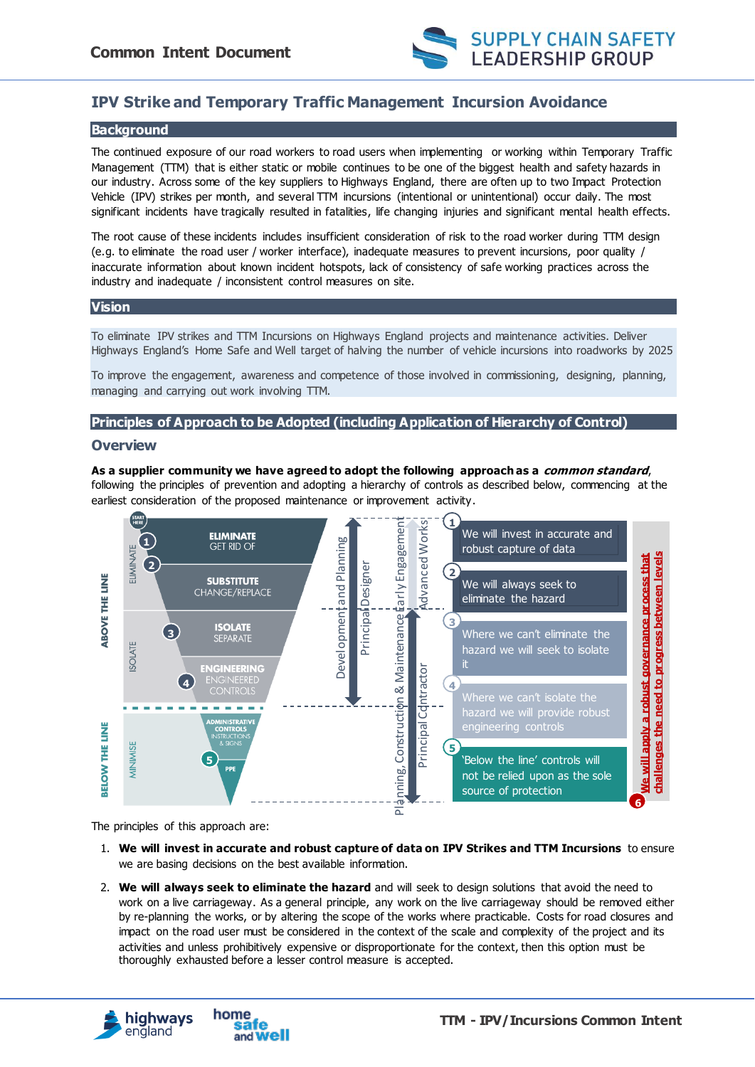# IPV Strike and Temporary Traffic Management Incursion Avoidance

## Background

The continued exposure of our road workers to road users when implementing or working within Temporary Traffic Management (TTM) that is either static or mobile continues to be one of the biggest health and safety hazards in our industry. Across some of the key suppliers to Highways England, there are often up to two Impact Protection Vehicle (IPV) strikes per month, and several TTM incursions (intentional or unintentional) occur daily. The most significant incidents have tragically resulted in fatalities, life changing injuries and significant mental health effects.

The root cause of these incidents includes insufficient consideration of risk to the road worker during TTM design (e.g. to eliminate the road user / worker interface), inadequate measures to prevent incursions, poor quality / inaccurate information about known incident hotspots, lack of consistency of safe working practices across the industry and inadequate / inconsistent control measures on site.

## Vision

To eliminate IPV strikes and TTM Incursions on Highways England projects and maintenance activities. Deliver Highways England's Home Safe and Well target of halving the number of vehicle incursions into roadworks by 2025

To improve the engagement, awareness and competence of those involved in commissioning, designing, planning, managing and carrying out work involving TTM.

## Principles of Approach to be Adopted (including Application of Hierarchy of Control)

### Overview

**As a supplier community we have agreed to adopt the following approach as a *common standard***, following the principles of prevention and adopting a hierarchy of controls as described below, commencing at the earliest consideration of the proposed maintenance or improvement activity.

START HERE

ABOVE THE LINE
- ELIMINATE
  - 1, 2 — **ELIMINATE** GET RID OF
  - **SUBSTITUTE** CHANGE/REPLACE
- ISOLATE
  - 3 — **ISOLATE** SEPARATE
  - 4 — **ENGINEERING** ENGINEERED CONTROLS

BELOW THE LINE
- MINIMISE
  - ADMINISTRATIVE CONTROLS INSTRUCTIONS & SIGNS
  - 5 — PPE

Development and Planning — Principal Designer — Early Engagement — Advanced Works — Planning, Construction & Maintenance — Principal Contractor

1. We will invest in accurate and robust capture of data
2. We will always seek to eliminate the hazard
3. Where we can't eliminate the hazard we will seek to isolate it
4. Where we can't isolate the hazard we will provide robust engineering controls
5. 'Below the line' controls will not be relied upon as the sole source of protection
6. We will apply a robust governance process that challenges the need to progress between levels

The principles of this approach are:

1. **We will invest in accurate and robust capture of data on IPV Strikes and TTM Incursions** to ensure we are basing decisions on the best available information.
2. **We will always seek to eliminate the hazard** and will seek to design solutions that avoid the need to work on a live carriageway. As a general principle, any work on the live carriageway should be removed either by re-planning the works, or by altering the scope of the works where practicable. Costs for road closures and impact on the road user must be considered in the context of the scale and complexity of the project and its activities and unless prohibitively expensive or disproportionate for the context, then this option must be thoroughly exhausted before a lesser control measure is accepted.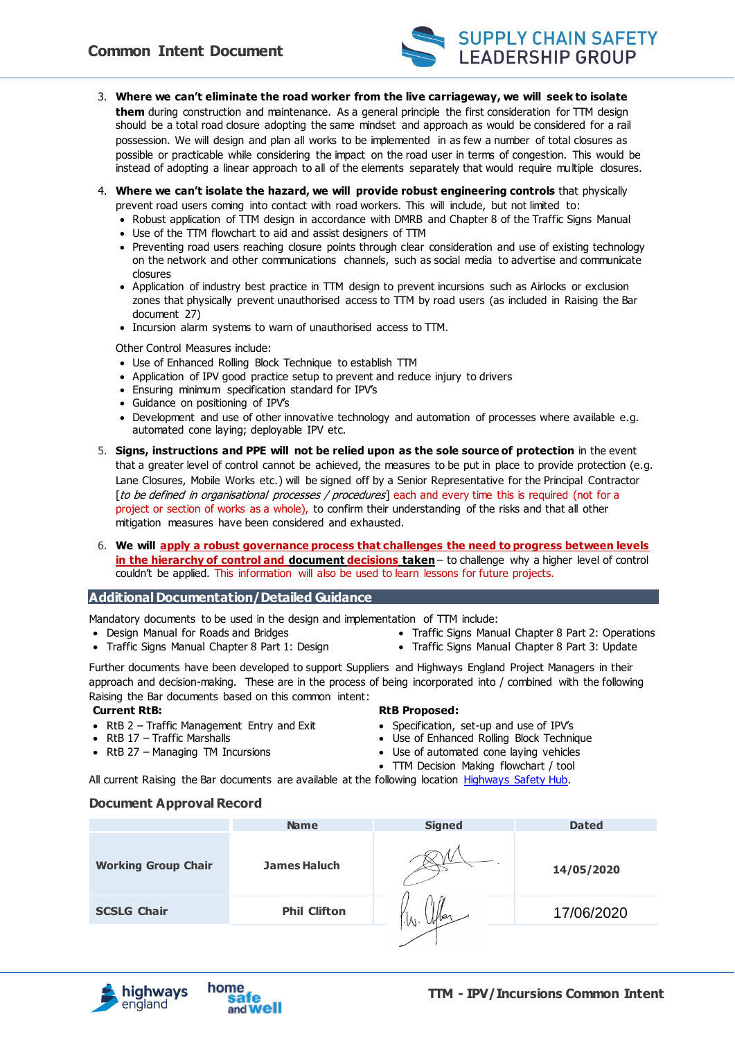3. **Where we can't eliminate the road worker from the live carriageway, we will seek to isolate them** during construction and maintenance. As a general principle the first consideration for TTM design should be a total road closure adopting the same mindset and approach as would be considered for a rail possession. We will design and plan all works to be implemented in as few a number of total closures as possible or practicable while considering the impact on the road user in terms of congestion. This would be instead of adopting a linear approach to all of the elements separately that would require multiple closures.

4. **Where we can't isolate the hazard, we will provide robust engineering controls** that physically prevent road users coming into contact with road workers. This will include, but not limited to:
   - Robust application of TTM design in accordance with DMRB and Chapter 8 of the Traffic Signs Manual
   - Use of the TTM flowchart to aid and assist designers of TTM
   - Preventing road users reaching closure points through clear consideration and use of existing technology on the network and other communications channels, such as social media to advertise and communicate closures
   - Application of industry best practice in TTM design to prevent incursions such as Airlocks or exclusion zones that physically prevent unauthorised access to TTM by road users (as included in Raising the Bar document 27)
   - Incursion alarm systems to warn of unauthorised access to TTM.

   Other Control Measures include:
   - Use of Enhanced Rolling Block Technique to establish TTM
   - Application of IPV good practice setup to prevent and reduce injury to drivers
   - Ensuring minimum specification standard for IPV's
   - Guidance on positioning of IPV's
   - Development and use of other innovative technology and automation of processes where available e.g. automated cone laying; deployable IPV etc.

5. **Signs, instructions and PPE will not be relied upon as the sole source of protection** in the event that a greater level of control cannot be achieved, the measures to be put in place to provide protection (e.g. Lane Closures, Mobile Works etc.) will be signed off by a Senior Representative for the Principal Contractor [*to be defined in organisational processes / procedures*] each and every time this is required (not for a project or section of works as a whole), to confirm their understanding of the risks and that all other mitigation measures have been considered and exhausted.

6. **We will apply a robust governance process that challenges the need to progress between levels in the hierarchy of control and document decisions taken** – to challenge why a higher level of control couldn't be applied. This information will also be used to learn lessons for future projects.

## Additional Documentation/Detailed Guidance

Mandatory documents to be used in the design and implementation of TTM include:

- Design Manual for Roads and Bridges
- Traffic Signs Manual Chapter 8 Part 1: Design
- Traffic Signs Manual Chapter 8 Part 2: Operations
- Traffic Signs Manual Chapter 8 Part 3: Update

Further documents have been developed to support Suppliers and Highways England Project Managers in their approach and decision-making. These are in the process of being incorporated into / combined with the following Raising the Bar documents based on this common intent:

**Current RtB:**
- RtB 2 – Traffic Management Entry and Exit
- RtB 17 – Traffic Marshalls
- RtB 27 – Managing TM Incursions

**RtB Proposed:**
- Specification, set-up and use of IPV's
- Use of Enhanced Rolling Block Technique
- Use of automated cone laying vehicles
- TTM Decision Making flowchart / tool

All current Raising the Bar documents are available at the following location Highways Safety Hub.

### Document Approval Record

| | Name | Signed | Dated |
|---|---|---|---|
| Working Group Chair | James Haluch | [signature] | 14/05/2020 |
| SCSLG Chair | Phil Clifton | [signature] | 17/06/2020 |